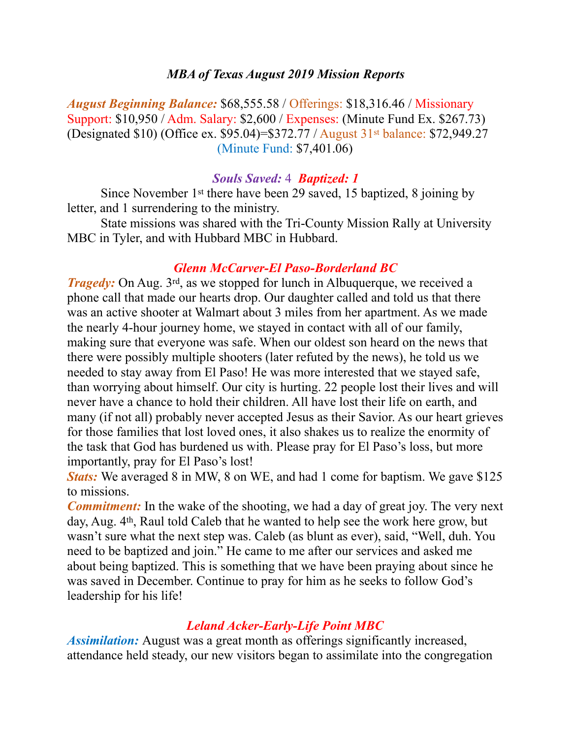## *MBA of Texas August 2019 Mission Reports*

***August Beginning Balance:*** $68,555.58 / Offerings: $18,316.46 / Missionary Support: $10,950 / Adm. Salary: $2,600 / Expenses: (Minute Fund Ex. $267.73) (Designated $10) (Office ex. $95.04)=$372.77 / August 31st balance: $72,949.27 (Minute Fund: $7,401.06)

### ***Souls Saved:*** 4 ***Baptized: 1***

Since November 1st there have been 29 saved, 15 baptized, 8 joining by letter, and 1 surrendering to the ministry.

State missions was shared with the Tri-County Mission Rally at University MBC in Tyler, and with Hubbard MBC in Hubbard.

### *Glenn McCarver-El Paso-Borderland BC*

***Tragedy:*** On Aug. 3rd, as we stopped for lunch in Albuquerque, we received a phone call that made our hearts drop. Our daughter called and told us that there was an active shooter at Walmart about 3 miles from her apartment. As we made the nearly 4-hour journey home, we stayed in contact with all of our family, making sure that everyone was safe. When our oldest son heard on the news that there were possibly multiple shooters (later refuted by the news), he told us we needed to stay away from El Paso! He was more interested that we stayed safe, than worrying about himself. Our city is hurting. 22 people lost their lives and will never have a chance to hold their children. All have lost their life on earth, and many (if not all) probably never accepted Jesus as their Savior. As our heart grieves for those families that lost loved ones, it also shakes us to realize the enormity of the task that God has burdened us with. Please pray for El Paso's loss, but more importantly, pray for El Paso's lost!

***Stats:*** We averaged 8 in MW, 8 on WE, and had 1 come for baptism. We gave $125 to missions.

***Commitment:*** In the wake of the shooting, we had a day of great joy. The very next day, Aug. 4th, Raul told Caleb that he wanted to help see the work here grow, but wasn't sure what the next step was. Caleb (as blunt as ever), said, "Well, duh. You need to be baptized and join." He came to me after our services and asked me about being baptized. This is something that we have been praying about since he was saved in December. Continue to pray for him as he seeks to follow God's leadership for his life!

### *Leland Acker-Early-Life Point MBC*

***Assimilation:*** August was a great month as offerings significantly increased, attendance held steady, our new visitors began to assimilate into the congregation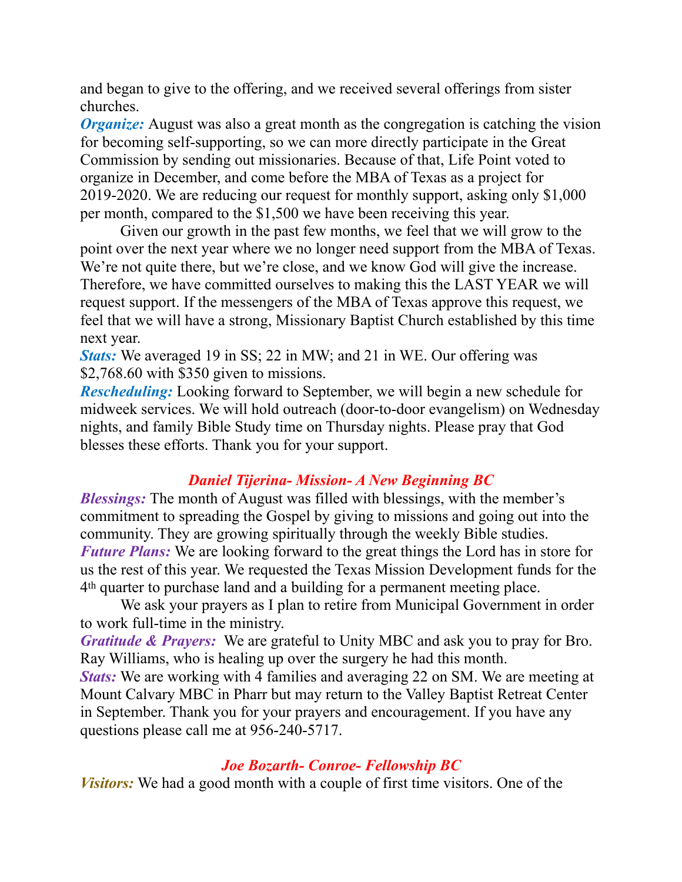and began to give to the offering, and we received several offerings from sister churches.

***Organize:*** August was also a great month as the congregation is catching the vision for becoming self-supporting, so we can more directly participate in the Great Commission by sending out missionaries. Because of that, Life Point voted to organize in December, and come before the MBA of Texas as a project for 2019-2020. We are reducing our request for monthly support, asking only $1,000 per month, compared to the $1,500 we have been receiving this year.

Given our growth in the past few months, we feel that we will grow to the point over the next year where we no longer need support from the MBA of Texas. We're not quite there, but we're close, and we know God will give the increase. Therefore, we have committed ourselves to making this the LAST YEAR we will request support. If the messengers of the MBA of Texas approve this request, we feel that we will have a strong, Missionary Baptist Church established by this time next year.

***Stats:*** We averaged 19 in SS; 22 in MW; and 21 in WE. Our offering was $2,768.60 with $350 given to missions.

***Rescheduling:*** Looking forward to September, we will begin a new schedule for midweek services. We will hold outreach (door-to-door evangelism) on Wednesday nights, and family Bible Study time on Thursday nights. Please pray that God blesses these efforts. Thank you for your support.

### *Daniel Tijerina- Mission- A New Beginning BC*

***Blessings:*** The month of August was filled with blessings, with the member's commitment to spreading the Gospel by giving to missions and going out into the community. They are growing spiritually through the weekly Bible studies.

***Future Plans:*** We are looking forward to the great things the Lord has in store for us the rest of this year. We requested the Texas Mission Development funds for the 4th quarter to purchase land and a building for a permanent meeting place.

We ask your prayers as I plan to retire from Municipal Government in order to work full-time in the ministry.

***Gratitude & Prayers:*** We are grateful to Unity MBC and ask you to pray for Bro. Ray Williams, who is healing up over the surgery he had this month.

***Stats:*** We are working with 4 families and averaging 22 on SM. We are meeting at Mount Calvary MBC in Pharr but may return to the Valley Baptist Retreat Center in September. Thank you for your prayers and encouragement. If you have any questions please call me at 956-240-5717.

### *Joe Bozarth- Conroe- Fellowship BC*

***Visitors:*** We had a good month with a couple of first time visitors. One of the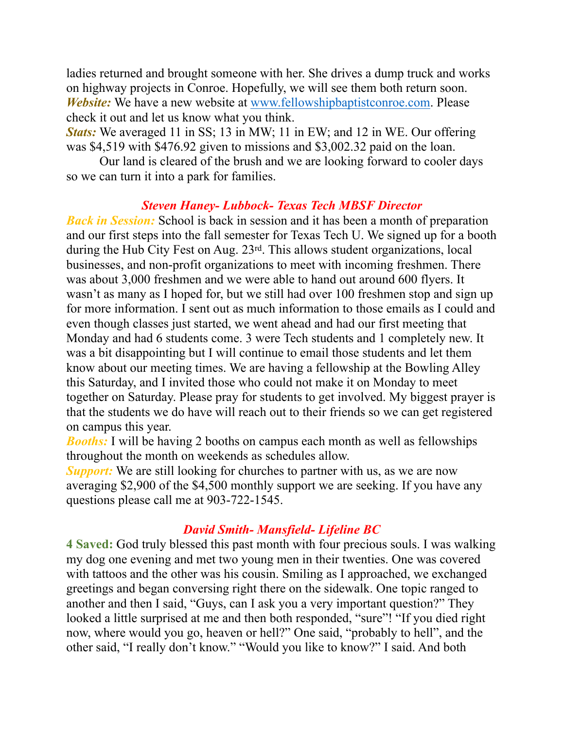ladies returned and brought someone with her. She drives a dump truck and works on highway projects in Conroe. Hopefully, we will see them both return soon.
***Website:*** We have a new website at [www.fellowshipbaptistconroe.com](http://www.fellowshipbaptistconroe.com). Please check it out and let us know what you think.
***Stats:*** We averaged 11 in SS; 13 in MW; 11 in EW; and 12 in WE. Our offering was $4,519 with $476.92 given to missions and $3,002.32 paid on the loan.

Our land is cleared of the brush and we are looking forward to cooler days so we can turn it into a park for families.

### *Steven Haney- Lubbock- Texas Tech MBSF Director*

***Back in Session:*** School is back in session and it has been a month of preparation and our first steps into the fall semester for Texas Tech U. We signed up for a booth during the Hub City Fest on Aug. 23rd. This allows student organizations, local businesses, and non-profit organizations to meet with incoming freshmen. There was about 3,000 freshmen and we were able to hand out around 600 flyers. It wasn't as many as I hoped for, but we still had over 100 freshmen stop and sign up for more information. I sent out as much information to those emails as I could and even though classes just started, we went ahead and had our first meeting that Monday and had 6 students come. 3 were Tech students and 1 completely new. It was a bit disappointing but I will continue to email those students and let them know about our meeting times. We are having a fellowship at the Bowling Alley this Saturday, and I invited those who could not make it on Monday to meet together on Saturday. Please pray for students to get involved. My biggest prayer is that the students we do have will reach out to their friends so we can get registered on campus this year.
***Booths:*** I will be having 2 booths on campus each month as well as fellowships throughout the month on weekends as schedules allow.
***Support:*** We are still looking for churches to partner with us, as we are now averaging $2,900 of the $4,500 monthly support we are seeking. If you have any questions please call me at 903-722-1545.

### *David Smith- Mansfield- Lifeline BC*

**4 Saved:** God truly blessed this past month with four precious souls. I was walking my dog one evening and met two young men in their twenties. One was covered with tattoos and the other was his cousin. Smiling as I approached, we exchanged greetings and began conversing right there on the sidewalk. One topic ranged to another and then I said, "Guys, can I ask you a very important question?" They looked a little surprised at me and then both responded, "sure"! "If you died right now, where would you go, heaven or hell?" One said, "probably to hell", and the other said, "I really don't know." "Would you like to know?" I said. And both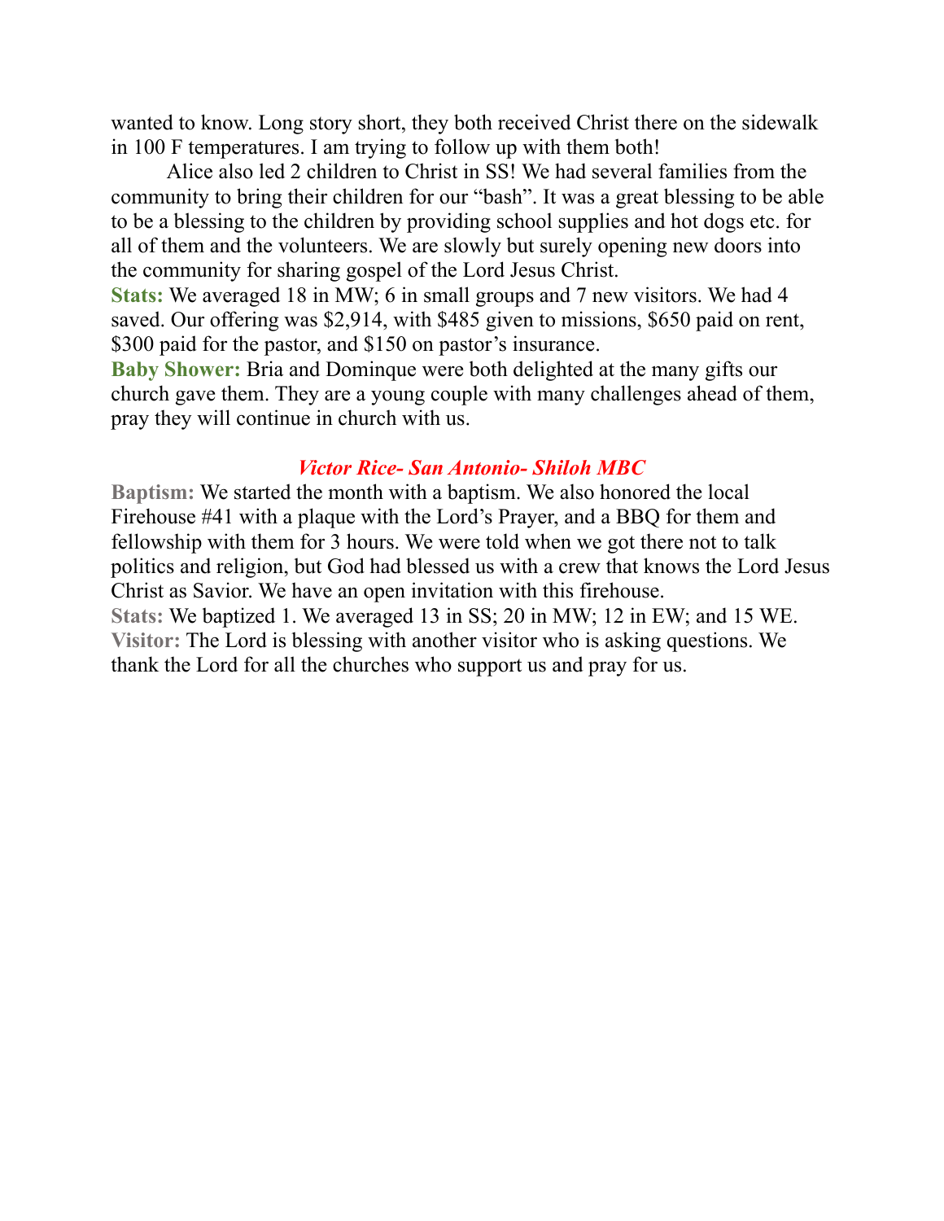wanted to know. Long story short, they both received Christ there on the sidewalk in 100 F temperatures. I am trying to follow up with them both!

Alice also led 2 children to Christ in SS! We had several families from the community to bring their children for our “bash”. It was a great blessing to be able to be a blessing to the children by providing school supplies and hot dogs etc. for all of them and the volunteers. We are slowly but surely opening new doors into the community for sharing gospel of the Lord Jesus Christ.

**Stats:** We averaged 18 in MW; 6 in small groups and 7 new visitors. We had 4 saved. Our offering was $2,914, with $485 given to missions, $650 paid on rent, $300 paid for the pastor, and $150 on pastor’s insurance.

**Baby Shower:** Bria and Dominque were both delighted at the many gifts our church gave them. They are a young couple with many challenges ahead of them, pray they will continue in church with us.

### ***Victor Rice- San Antonio- Shiloh MBC***

**Baptism:** We started the month with a baptism. We also honored the local Firehouse #41 with a plaque with the Lord’s Prayer, and a BBQ for them and fellowship with them for 3 hours. We were told when we got there not to talk politics and religion, but God had blessed us with a crew that knows the Lord Jesus Christ as Savior. We have an open invitation with this firehouse.

**Stats:** We baptized 1. We averaged 13 in SS; 20 in MW; 12 in EW; and 15 WE.

**Visitor:** The Lord is blessing with another visitor who is asking questions. We thank the Lord for all the churches who support us and pray for us.